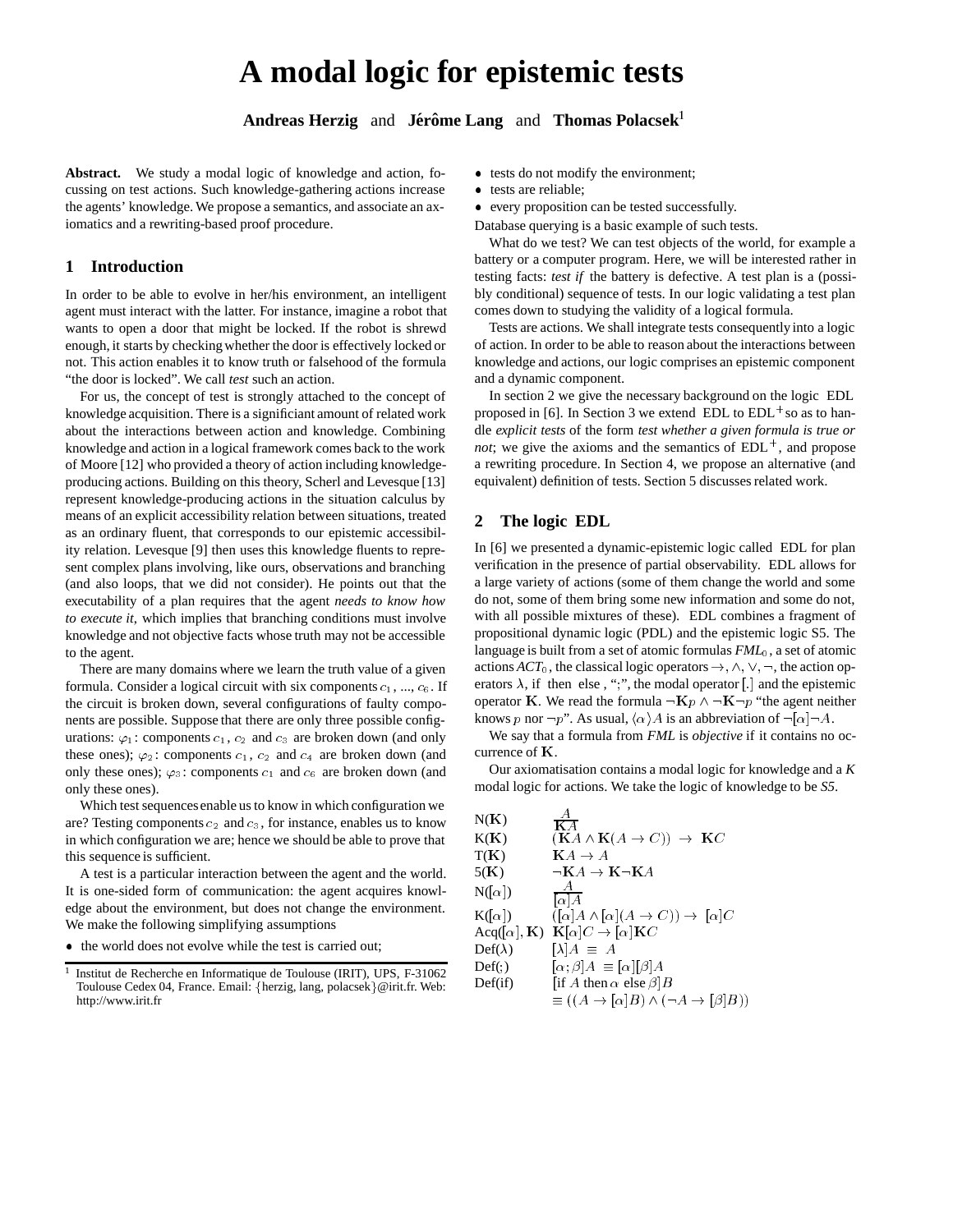# A modal logic for epistemic tests

**Andreas Herzig** and **Jérôme Lang** and **Thomas Polacsek**[1]

**Abstract.** We study a modal logic of knowledge and action, focussing on test actions. Such knowledge-gathering actions increase the agents' knowledge. We propose a semantics, and associate an axiomatics and a rewriting-based proof procedure.

## 1 Introduction

In order to be able to evolve in her/his environment, an intelligent agent must interact with the latter. For instance, imagine a robot that wants to open a door that might be locked. If the robot is shrewd enough, it starts by checking whether the door is effectively locked or not. This action enables it to know truth or falsehood of the formula "the door is locked". We call *test* such an action.

For us, the concept of test is strongly attached to the concept of knowledge acquisition. There is a significiant amount of related work about the interactions between action and knowledge. Combining knowledge and action in a logical framework comes back to the work of Moore [12] who provided a theory of action including knowledge-producing actions. Building on this theory, Scherl and Levesque [13] represent knowledge-producing actions in the situation calculus by means of an explicit accessibility relation between situations, treated as an ordinary fluent, that corresponds to our epistemic accessibility relation. Levesque [9] then uses this knowledge fluents to represent complex plans involving, like ours, observations and branching (and also loops, that we did not consider). He points out that the executability of a plan requires that the agent *needs to know how to execute it*, which implies that branching conditions must involve knowledge and not objective facts whose truth may not be accessible to the agent.

There are many domains where we learn the truth value of a given formula. Consider a logical circuit with six components $c_1$, ..., $c_6$. If the circuit is broken down, several configurations of faulty components are possible. Suppose that there are only three possible configurations: $\varphi_1$: components $c_1$, $c_2$ and $c_3$ are broken down (and only these ones); $\varphi_2$: components $c_1$, $c_2$ and $c_4$ are broken down (and only these ones); $\varphi_3$: components $c_1$ and $c_6$ are broken down (and only these ones).

Which test sequences enable us to know in which configuration we are? Testing components $c_2$ and $c_3$, for instance, enables us to know in which configuration we are; hence we should be able to prove that this sequence is sufficient.

A test is a particular interaction between the agent and the world. It is one-sided form of communication: the agent acquires knowledge about the environment, but does not change the environment. We make the following simplifying assumptions

- the world does not evolve while the test is carried out;
- tests do not modify the environment;
- tests are reliable;
- every proposition can be tested successfully.

Database querying is a basic example of such tests.

What do we test? We can test objects of the world, for example a battery or a computer program. Here, we will be interested rather in testing facts: *test if* the battery is defective. A test plan is a (possibly conditional) sequence of tests. In our logic validating a test plan comes down to studying the validity of a logical formula.

Tests are actions. We shall integrate tests consequently into a logic of action. In order to be able to reason about the interactions between knowledge and actions, our logic comprises an epistemic component and a dynamic component.

In section 2 we give the necessary background on the logic EDL proposed in [6]. In Section 3 we extend EDL to EDL$^+$ so as to handle *explicit tests* of the form *test whether a given formula is true or not*; we give the axioms and the semantics of EDL$^+$, and propose a rewriting procedure. In Section 4, we propose an alternative (and equivalent) definition of tests. Section 5 discusses related work.

## 2 The logic EDL

In [6] we presented a dynamic-epistemic logic called EDL for plan verification in the presence of partial observability. EDL allows for a large variety of actions (some of them change the world and some do not, some of them bring some new information and some do not, with all possible mixtures of these). EDL combines a fragment of propositional dynamic logic (PDL) and the epistemic logic S5. The language is built from a set of atomic formulas $FML_0$, a set of atomic actions $ACT_0$, the classical logic operators $\rightarrow, \wedge, \vee, \neg$, the action operators $\lambda$, if then else, ";", the modal operator $[.]$ and the epistemic operator $\mathbf{K}$. We read the formula $\neg\mathbf{K}p \wedge \neg\mathbf{K}\neg p$ "the agent neither knows $p$ nor $\neg p$". As usual, $\langle\alpha\rangle A$ is an abbreviation of $\neg[\alpha]\neg A$.

We say that a formula from *FML* is *objective* if it contains no occurrence of $\mathbf{K}$.

Our axiomatisation contains a modal logic for knowledge and a *K* modal logic for actions. We take the logic of knowledge to be *S5*.

| | |
|---|---|
| N($\mathbf{K}$) | $\dfrac{A}{\mathbf{K}A}$ |
| K($\mathbf{K}$) | $(\mathbf{K}A \wedge \mathbf{K}(A \rightarrow C)) \rightarrow \mathbf{K}C$ |
| T($\mathbf{K}$) | $\mathbf{K}A \rightarrow A$ |
| 5($\mathbf{K}$) | $\neg\mathbf{K}A \rightarrow \mathbf{K}\neg\mathbf{K}A$ |
| N($[\alpha]$) | $\dfrac{A}{[\alpha]A}$ |
| K($[\alpha]$) | $([\alpha]A \wedge [\alpha](A \rightarrow C)) \rightarrow [\alpha]C$ |
| Acq($[\alpha]$, $\mathbf{K}$) | $\mathbf{K}[\alpha]C \rightarrow [\alpha]\mathbf{K}C$ |
| Def($\lambda$) | $[\lambda]A \equiv A$ |
| Def(;) | $[\alpha;\beta]A \equiv [\alpha][\beta]A$ |
| Def(if) | $[\text{if } A \text{ then } \alpha \text{ else } \beta]B \equiv ((A \rightarrow [\alpha]B) \wedge (\neg A \rightarrow [\beta]B))$ |

[1] Institut de Recherche en Informatique de Toulouse (IRIT), UPS, F-31062 Toulouse Cedex 04, France. Email: {herzig, lang, polacsek}@irit.fr. Web: http://www.irit.fr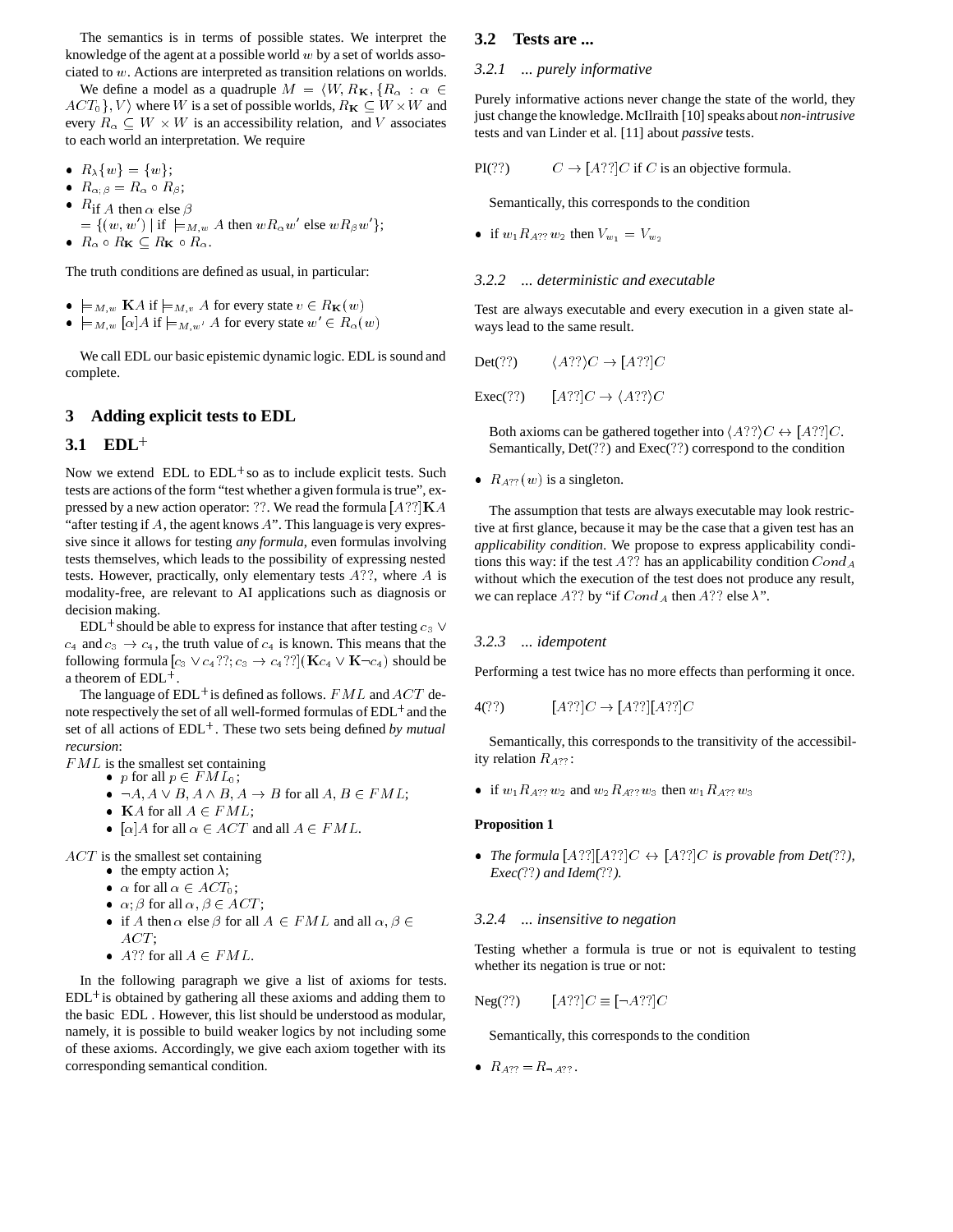The semantics is in terms of possible states. We interpret the knowledge of the agent at a possible world $w$ by a set of worlds associated to $w$. Actions are interpreted as transition relations on worlds.

We define a model as a quadruple $M = \langle W, R_{\mathbf{K}}, \{R_\alpha : \alpha \in ACT_0\}, V\rangle$ where $W$ is a set of possible worlds, $R_{\mathbf{K}} \subseteq W \times W$ and every $R_\alpha \subseteq W \times W$ is an accessibility relation, and $V$ associates to each world an interpretation. We require

- $R_\lambda\{w\} = \{w\}$;
- $R_{\alpha;\beta} = R_\alpha \circ R_\beta$;
- $R_{\text{if } A \text{ then } \alpha \text{ else } \beta} = \{(w, w') \mid \text{if } \models_{M,w} A \text{ then } wR_\alpha w' \text{ else } wR_\beta w'\}$;
- $R_\alpha \circ R_{\mathbf{K}} \subseteq R_{\mathbf{K}} \circ R_\alpha$.

The truth conditions are defined as usual, in particular:

- $\models_{M,w} \mathbf{K}A$ if $\models_{M,v} A$ for every state $v \in R_{\mathbf{K}}(w)$
- $\models_{M,w} [\alpha]A$ if $\models_{M,w'} A$ for every state $w' \in R_\alpha(w)$

We call EDL our basic epistemic dynamic logic. EDL is sound and complete.

## 3 Adding explicit tests to EDL

### 3.1 EDL$^+$

Now we extend EDL to EDL$^+$ so as to include explicit tests. Such tests are actions of the form "test whether a given formula is true", expressed by a new action operator: $??$. We read the formula $[A??]\mathbf{K}A$ "after testing if $A$, the agent knows $A$". This language is very expressive since it allows for testing *any formula*, even formulas involving tests themselves, which leads to the possibility of expressing nested tests. However, practically, only elementary tests $A??$, where $A$ is modality-free, are relevant to AI applications such as diagnosis or decision making.

EDL$^+$ should be able to express for instance that after testing $c_3 \vee c_4$ and $c_3 \to c_4$, the truth value of $c_4$ is known. This means that the following formula $[c_3 \vee c_4??; c_3 \to c_4??](\mathbf{K}c_4 \vee \mathbf{K}\neg c_4)$ should be a theorem of EDL$^+$.

The language of EDL$^+$ is defined as follows. $FML$ and $ACT$ denote respectively the set of all well-formed formulas of EDL$^+$ and the set of all actions of EDL$^+$. These two sets being defined *by mutual recursion*:

$FML$ is the smallest set containing

- $p$ for all $p \in FML_0$;
- $\neg A, A \vee B, A \wedge B, A \to B$ for all $A, B \in FML$;
- $\mathbf{K}A$ for all $A \in FML$;
- $[\alpha]A$ for all $\alpha \in ACT$ and all $A \in FML$.

$ACT$ is the smallest set containing

- the empty action $\lambda$;
- $\alpha$ for all $\alpha \in ACT_0$;
- $\alpha;\beta$ for all $\alpha, \beta \in ACT$;
- if $A$ then $\alpha$ else $\beta$ for all $A \in FML$ and all $\alpha, \beta \in ACT$;
- $A??$ for all $A \in FML$.

In the following paragraph we give a list of axioms for tests. EDL$^+$ is obtained by gathering all these axioms and adding them to the basic EDL . However, this list should be understood as modular, namely, it is possible to build weaker logics by not including some of these axioms. Accordingly, we give each axiom together with its corresponding semantical condition.

### 3.2 Tests are ...

#### 3.2.1 ... purely informative

Purely informative actions never change the state of the world, they just change the knowledge. McIlraith [10] speaks about *non-intrusive* tests and van Linder et al. [11] about *passive* tests.

PI($??$) $\quad C \to [A??]C$ if $C$ is an objective formula.

Semantically, this corresponds to the condition

- if $w_1 R_{A??} w_2$ then $V_{w_1} = V_{w_2}$

#### 3.2.2 ... deterministic and executable

Test are always executable and every execution in a given state always lead to the same result.

Det($??$) $\quad \langle A??\rangle C \to [A??]C$

Exec($??$) $\quad [A??]C \to \langle A??\rangle C$

Both axioms can be gathered together into $\langle A??\rangle C \leftrightarrow [A??]C$. Semantically, Det($??$) and Exec($??$) correspond to the condition

- $R_{A??}(w)$ is a singleton.

The assumption that tests are always executable may look restrictive at first glance, because it may be the case that a given test has an *applicability condition*. We propose to express applicability conditions this way: if the test $A??$ has an applicability condition $Cond_A$ without which the execution of the test does not produce any result, we can replace $A??$ by "if $Cond_A$ then $A??$ else $\lambda$".

#### 3.2.3 ... idempotent

Performing a test twice has no more effects than performing it once.

4($??$) $\quad [A??]C \to [A??][A??]C$

Semantically, this corresponds to the transitivity of the accessibility relation $R_{A??}$:

- if $w_1 R_{A??} w_2$ and $w_2 R_{A??} w_3$ then $w_1 R_{A??} w_3$

**Proposition 1**

- *The formula $[A??][A??]C \leftrightarrow [A??]C$ is provable from Det($??$), Exec($??$) and Idem($??$).*

#### 3.2.4 ... insensitive to negation

Testing whether a formula is true or not is equivalent to testing whether its negation is true or not:

Neg($??$) $\quad [A??]C \equiv [\neg A??]C$

Semantically, this corresponds to the condition

- $R_{A??} = R_{\neg A??}$.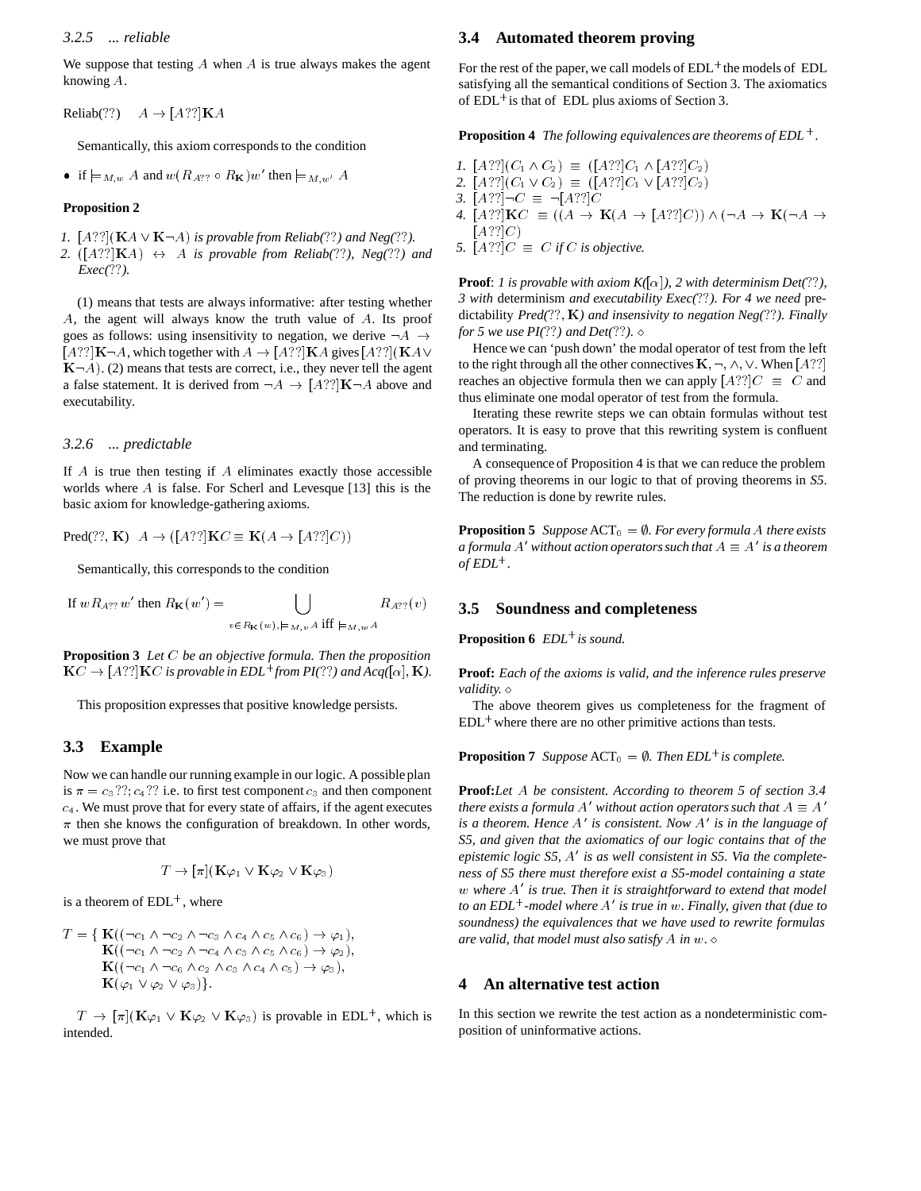#### 3.2.5 ... reliable

We suppose that testing $A$ when $A$ is true always makes the agent knowing $A$.

Reliab(??) $\quad A \rightarrow [A??]\mathbf{K}A$

Semantically, this axiom corresponds to the condition

- if $\models_{M,w} A$ and $w(R_{A??} \circ R_{\mathbf{K}})w'$ then $\models_{M,w'} A$

**Proposition 2**

1. $[A??](\mathbf{K}A \vee \mathbf{K}\neg A)$ *is provable from Reliab(??) and Neg(??).*
2. $([A??]\mathbf{K}A) \leftrightarrow A$ *is provable from Reliab(??), Neg(??) and Exec(??).*

(1) means that tests are always informative: after testing whether $A$, the agent will always know the truth value of $A$. Its proof goes as follows: using insensitivity to negation, we derive $\neg A \rightarrow [A??]\mathbf{K}\neg A$, which together with $A \rightarrow [A??]\mathbf{K}A$ gives $[A??](\mathbf{K}A \vee \mathbf{K}\neg A)$. (2) means that tests are correct, i.e., they never tell the agent a false statement. It is derived from $\neg A \rightarrow [A??]\mathbf{K}\neg A$ above and executability.

#### 3.2.6 ... predictable

If $A$ is true then testing if $A$ eliminates exactly those accessible worlds where $A$ is false. For Scherl and Levesque [13] this is the basic axiom for knowledge-gathering axioms.

Pred(??, K) $\quad A \rightarrow ([A??]\mathbf{K}C \equiv \mathbf{K}(A \rightarrow [A??]C))$

Semantically, this corresponds to the condition

$$\text{If } w\,R_{A??}\,w' \text{ then } R_{\mathbf{K}}(w') = \bigcup_{v \in R_{\mathbf{K}}(w), \models_{M,v} A \text{ iff } \models_{M,w} A} R_{A??}(v)$$

**Proposition 3** *Let $C$ be an objective formula. Then the proposition $\mathbf{K}C \rightarrow [A??]\mathbf{K}C$ is provable in EDL$^+$ from PI(??) and Acq($[\alpha]$, $\mathbf{K}$).*

This proposition expresses that positive knowledge persists.

### 3.3 Example

Now we can handle our running example in our logic. A possible plan is $\pi = c_3??; c_4??$ i.e. to first test component $c_3$ and then component $c_4$. We must prove that for every state of affairs, if the agent executes $\pi$ then she knows the configuration of breakdown. In other words, we must prove that

$$T \rightarrow [\pi](\mathbf{K}\varphi_1 \vee \mathbf{K}\varphi_2 \vee \mathbf{K}\varphi_3)$$

is a theorem of EDL$^+$, where

$$\begin{aligned} T = \{\, & \mathbf{K}((\neg c_1 \wedge \neg c_2 \wedge \neg c_3 \wedge c_4 \wedge c_5 \wedge c_6) \rightarrow \varphi_1), \\ & \mathbf{K}((\neg c_1 \wedge \neg c_2 \wedge \neg c_4 \wedge c_3 \wedge c_5 \wedge c_6) \rightarrow \varphi_2), \\ & \mathbf{K}((\neg c_1 \wedge \neg c_6 \wedge c_2 \wedge c_3 \wedge c_4 \wedge c_5) \rightarrow \varphi_3), \\ & \mathbf{K}(\varphi_1 \vee \varphi_2 \vee \varphi_3)\}. \end{aligned}$$

$T \rightarrow [\pi](\mathbf{K}\varphi_1 \vee \mathbf{K}\varphi_2 \vee \mathbf{K}\varphi_3)$ is provable in EDL$^+$, which is intended.

### 3.4 Automated theorem proving

For the rest of the paper, we call models of EDL$^+$ the models of EDL satisfying all the semantical conditions of Section 3. The axiomatics of EDL$^+$ is that of EDL plus axioms of Section 3.

**Proposition 4** *The following equivalences are theorems of EDL$^+$.*

1. $[A??](C_1 \wedge C_2) \equiv ([A??]C_1 \wedge [A??]C_2)$
2. $[A??](C_1 \vee C_2) \equiv ([A??]C_1 \vee [A??]C_2)$
3. $[A??]\neg C \equiv \neg[A??]C$
4. $[A??]\mathbf{K}C \equiv ((A \rightarrow \mathbf{K}(A \rightarrow [A??]C)) \wedge (\neg A \rightarrow \mathbf{K}(\neg A \rightarrow [A??]C)$
5. $[A??]C \equiv C$ *if $C$ is objective.*

**Proof**: *1 is provable with axiom K($[\alpha]$), 2 with determinism Det(??), 3 with* determinism *and executability Exec(??). For 4 we need* predictability *Pred(??, $\mathbf{K}$) and insensitivity to negation Neg(??). Finally for 5 we use PI(??) and Det(??).* $\diamond$

Hence we can 'push down' the modal operator of test from the left to the right through all the other connectives $\mathbf{K}, \neg, \wedge, \vee$. When $[A??]$ reaches an objective formula then we can apply $[A??]C \equiv C$ and thus eliminate one modal operator of test from the formula.

Iterating these rewrite steps we can obtain formulas without test operators. It is easy to prove that this rewriting system is confluent and terminating.

A consequence of Proposition 4 is that we can reduce the problem of proving theorems in our logic to that of proving theorems in *S5*. The reduction is done by rewrite rules.

**Proposition 5** *Suppose* $\text{ACT}_0 = \emptyset$. *For every formula $A$ there exists a formula $A'$ without action operators such that $A \equiv A'$ is a theorem of EDL$^+$.*

### 3.5 Soundness and completeness

**Proposition 6** *EDL$^+$ is sound.*

**Proof:** *Each of the axioms is valid, and the inference rules preserve validity.* $\diamond$

The above theorem gives us completeness for the fragment of EDL$^+$ where there are no other primitive actions than tests.

**Proposition 7** *Suppose* $\text{ACT}_0 = \emptyset$. *Then EDL$^+$ is complete.*

**Proof:***Let $A$ be consistent. According to theorem 5 of section 3.4 there exists a formula $A'$ without action operators such that $A \equiv A'$ is a theorem. Hence $A'$ is consistent. Now $A'$ is in the language of S5, and given that the axiomatics of our logic contains that of the epistemic logic S5, $A'$ is as well consistent in S5. Via the completeness of S5 there must therefore exist a S5-model containing a state $w$ where $A'$ is true. Then it is straightforward to extend that model to an EDL$^+$-model where $A'$ is true in $w$. Finally, given that (due to soundness) the equivalences that we have used to rewrite formulas are valid, that model must also satisfy $A$ in $w$.* $\diamond$

## 4 An alternative test action

In this section we rewrite the test action as a nondeterministic composition of uninformative actions.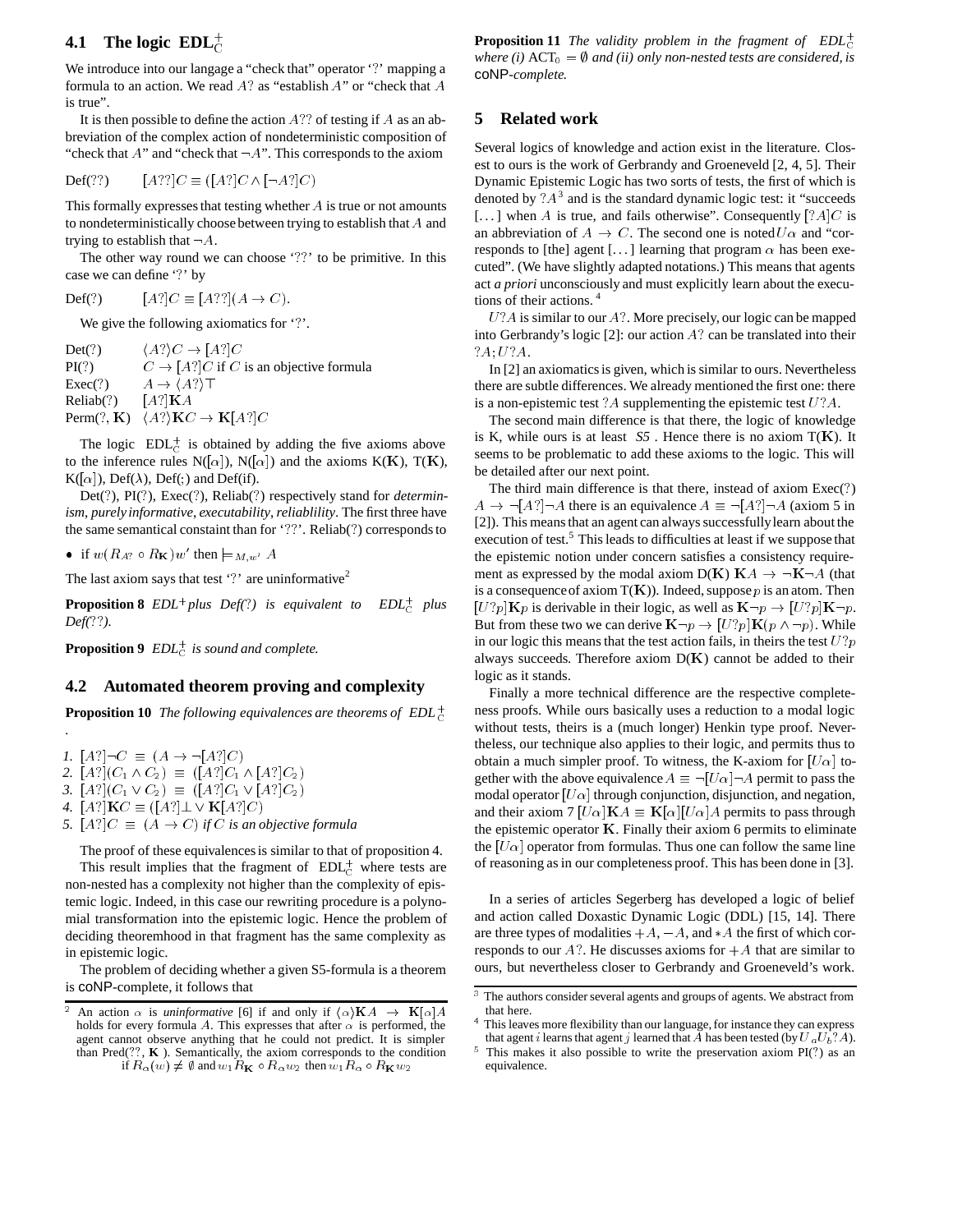## 4.1 The logic $\mathrm{EDL}^+_{\mathrm{C}}$

We introduce into our langage a "check that" operator '?' mapping a formula to an action. We read $A?$ as "establish $A$" or "check that $A$ is true".

It is then possible to define the action $A??$ of testing if $A$ as an abbreviation of the complex action of nondeterministic composition of "check that $A$" and "check that $\neg A$". This corresponds to the axiom

Def(??) $\quad [A??]C \equiv ([A?]C \wedge [\neg A?]C)$

This formally expresses that testing whether $A$ is true or not amounts to nondeterministically choose between trying to establish that $A$ and trying to establish that $\neg A$.

The other way round we can choose '??' to be primitive. In this case we can define '?' by

Def(?) $\quad [A?]C \equiv [A??](A \to C)$.

We give the following axiomatics for '?'.

- Det(?) $\quad \langle A?\rangle C \to [A?]C$
- PI(?) $\quad C \to [A?]C$ if $C$ is an objective formula
- Exec(?) $\quad A \to \langle A?\rangle \top$
- Reliab(?) $\quad [A?]\mathbf{K}A$
- Perm(?, $\mathbf{K}$) $\quad \langle A?\rangle \mathbf{K}C \to \mathbf{K}[A?]C$

The logic $\mathrm{EDL}^+_{\mathrm{C}}$ is obtained by adding the five axioms above to the inference rules N($[\alpha]$), N($[\alpha]$) and the axioms K($\mathbf{K}$), T($\mathbf{K}$), K($[\alpha]$), Def($\lambda$), Def(;) and Def(if).

Det(?), PI(?), Exec(?), Reliab(?) respectively stand for *determinism*, *purely informative*, *executability*, *reliablility*. The first three have the same semantical constaint than for '??'. Reliab(?) corresponds to

- if $w(R_{A?} \circ R_{\mathbf{K}})w'$ then $\models_{M,w'} A$

The last axiom says that test '?' are uninformative[2]

**Proposition 8** *EDL+ plus Def(?) is equivalent to* $\mathrm{EDL}^+_{\mathrm{C}}$ *plus Def(??).*

**Proposition 9** $\mathrm{EDL}^+_{\mathrm{C}}$ *is sound and complete.*

## 4.2 Automated theorem proving and complexity

**Proposition 10** *The following equivalences are theorems of* $\mathrm{EDL}^+_{\mathrm{C}}$.

1. $[A?]\neg C \;\equiv\; (A \to \neg[A?]C)$
2. $[A?](C_1 \wedge C_2) \;\equiv\; ([A?]C_1 \wedge [A?]C_2)$
3. $[A?](C_1 \vee C_2) \;\equiv\; ([A?]C_1 \vee [A?]C_2)$
4. $[A?]\mathbf{K}C \equiv ([A?]\bot \vee \mathbf{K}[A?]C)$
5. $[A?]C \;\equiv\; (A \to C)$ *if $C$ is an objective formula*

The proof of these equivalences is similar to that of proposition 4.

This result implies that the fragment of $\mathrm{EDL}^+_{\mathrm{C}}$ where tests are non-nested has a complexity not higher than the complexity of epistemic logic. Indeed, in this case our rewriting procedure is a polynomial transformation into the epistemic logic. Hence the problem of deciding theoremhood in that fragment has the same complexity as in epistemic logic.

The problem of deciding whether a given S5-formula is a theorem is coNP-complete, it follows that

**Proposition 11** *The validity problem in the fragment of* $\mathrm{EDL}^+_{\mathrm{C}}$ *where (i)* $\mathrm{ACT}_0 = \emptyset$ *and (ii) only non-nested tests are considered, is* coNP*-complete.*

## 5 Related work

Several logics of knowledge and action exist in the literature. Closest to ours is the work of Gerbrandy and Groeneveld [2, 4, 5]. Their Dynamic Epistemic Logic has two sorts of tests, the first of which is denoted by $?A$[3] and is the standard dynamic logic test: it "succeeds [...] when $A$ is true, and fails otherwise". Consequently $[?A]C$ is an abbreviation of $A \to C$. The second one is noted $U\alpha$ and "corresponds to [the] agent [...] learning that program $\alpha$ has been executed". (We have slightly adapted notations.) This means that agents act *a priori* unconsciously and must explicitly learn about the executions of their actions.[4]

$U?A$ is similar to our $A?$. More precisely, our logic can be mapped into Gerbrandy's logic [2]: our action $A?$ can be translated into their $?A; U?A$.

In [2] an axiomatics is given, which is similar to ours. Nevertheless there are subtle differences. We already mentioned the first one: there is a non-epistemic test $?A$ supplementing the epistemic test $U?A$.

The second main difference is that there, the logic of knowledge is K, while ours is at least *S5*. Hence there is no axiom T($\mathbf{K}$). It seems to be problematic to add these axioms to the logic. This will be detailed after our next point.

The third main difference is that there, instead of axiom Exec(?) $A \to \neg[A?]\neg A$ there is an equivalence $A \equiv \neg[A?]\neg A$ (axiom 5 in [2]). This means that an agent can always successfully learn about the execution of test.[5] This leads to difficulties at least if we suppose that the epistemic notion under concern satisfies a consistency requirement as expressed by the modal axiom D($\mathbf{K}$) $\mathbf{K}A \to \neg\mathbf{K}\neg A$ (that is a consequence of axiom T($\mathbf{K}$)). Indeed, suppose $p$ is an atom. Then $[U?p]\mathbf{K}p$ is derivable in their logic, as well as $\mathbf{K}\neg p \to [U?p]\mathbf{K}\neg p$. But from these two we can derive $\mathbf{K}\neg p \to [U?p]\mathbf{K}(p \wedge \neg p)$. While in our logic this means that the test action fails, in theirs the test $U?p$ always succeeds. Therefore axiom D($\mathbf{K}$) cannot be added to their logic as it stands.

Finally a more technical difference are the respective completeness proofs. While ours basically uses a reduction to a modal logic without tests, theirs is a (much longer) Henkin type proof. Nevertheless, our technique also applies to their logic, and permits thus to obtain a much simpler proof. To witness, the K-axiom for $[U\alpha]$ together with the above equivalence $A \equiv \neg[U\alpha]\neg A$ permit to pass the modal operator $[U\alpha]$ through conjunction, disjunction, and negation, and their axiom 7 $[U\alpha]\mathbf{K}A \equiv \mathbf{K}[\alpha][U\alpha]A$ permits to pass through the epistemic operator $\mathbf{K}$. Finally their axiom 6 permits to eliminate the $[U\alpha]$ operator from formulas. Thus one can follow the same line of reasoning as in our completeness proof. This has been done in [3].

In a series of articles Segerberg has developed a logic of belief and action called Doxastic Dynamic Logic (DDL) [15, 14]. There are three types of modalities $+A$, $-A$, and $*A$ the first of which corresponds to our $A?$. He discusses axioms for $+A$ that are similar to ours, but nevertheless closer to Gerbrandy and Groeneveld's work.

---

[2] An action $\alpha$ is *uninformative* [6] if and only if $\langle\alpha\rangle\mathbf{K}A \to \mathbf{K}[\alpha]A$ holds for every formula $A$. This expresses that after $\alpha$ is performed, the agent cannot observe anything that he could not predict. It is simpler than Pred(??, $\mathbf{K}$). Semantically, the axiom corresponds to the condition if $R_\alpha(w) \neq \emptyset$ and $w_1 R_{\mathbf{K}} \circ R_\alpha w_2$ then $w_1 R_\alpha \circ R_{\mathbf{K}} w_2$

[3] The authors consider several agents and groups of agents. We abstract from that here.

[4] This leaves more flexibility than our language, for instance they can express that agent $i$ learns that agent $j$ learned that $A$ has been tested (by $U_a U_b ?A$).

[5] This makes it also possible to write the preservation axiom PI(?) as an equivalence.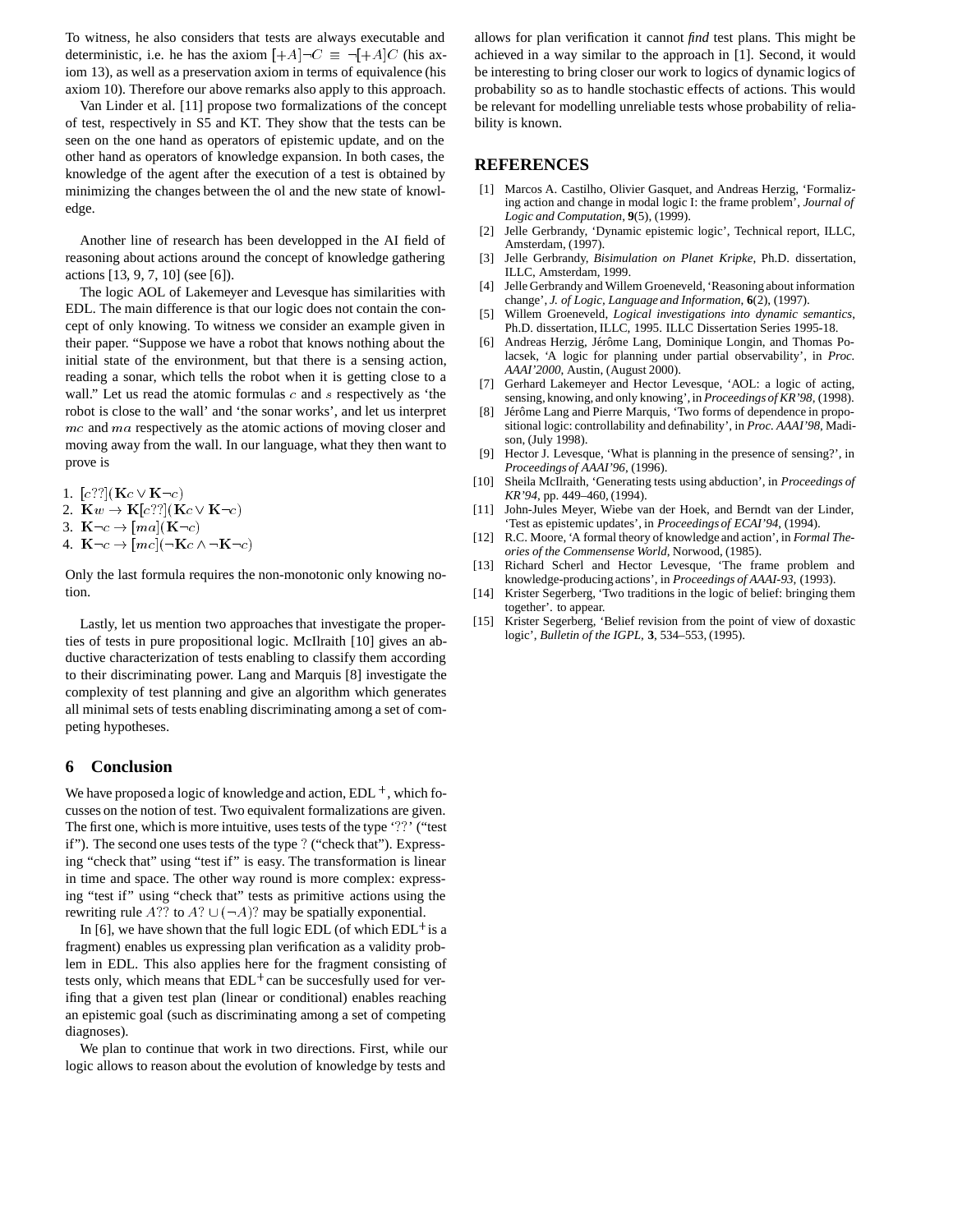To witness, he also considers that tests are always executable and deterministic, i.e. he has the axiom $[+A]\neg C \equiv \neg[+A]C$ (his axiom 13), as well as a preservation axiom in terms of equivalence (his axiom 10). Therefore our above remarks also apply to this approach.

Van Linder et al. [11] propose two formalizations of the concept of test, respectively in S5 and KT. They show that the tests can be seen on the one hand as operators of epistemic update, and on the other hand as operators of knowledge expansion. In both cases, the knowledge of the agent after the execution of a test is obtained by minimizing the changes between the ol and the new state of knowledge.

Another line of research has been developped in the AI field of reasoning about actions around the concept of knowledge gathering actions [13, 9, 7, 10] (see [6]).

The logic AOL of Lakemeyer and Levesque has similarities with EDL. The main difference is that our logic does not contain the concept of only knowing. To witness we consider an example given in their paper. "Suppose we have a robot that knows nothing about the initial state of the environment, but that there is a sensing action, reading a sonar, which tells the robot when it is getting close to a wall." Let us read the atomic formulas $c$ and $s$ respectively as 'the robot is close to the wall' and 'the sonar works', and let us interpret $mc$ and $ma$ respectively as the atomic actions of moving closer and moving away from the wall. In our language, what they then want to prove is

1. $[c??](\mathbf{K}c \vee \mathbf{K}\neg c)$
2. $\mathbf{K}w \rightarrow \mathbf{K}[c??](\mathbf{K}c \vee \mathbf{K}\neg c)$
3. $\mathbf{K}\neg c \rightarrow [ma](\mathbf{K}\neg c)$
4. $\mathbf{K}\neg c \rightarrow [mc](\neg\mathbf{K}c \wedge \neg\mathbf{K}\neg c)$

Only the last formula requires the non-monotonic only knowing notion.

Lastly, let us mention two approaches that investigate the properties of tests in pure propositional logic. McIlraith [10] gives an abductive characterization of tests enabling to classify them according to their discriminating power. Lang and Marquis [8] investigate the complexity of test planning and give an algorithm which generates all minimal sets of tests enabling discriminating among a set of competing hypotheses.

## 6 Conclusion

We have proposed a logic of knowledge and action, EDL$^+$, which focusses on the notion of test. Two equivalent formalizations are given. The first one, which is more intuitive, uses tests of the type '$??$' ("test if"). The second one uses tests of the type $?$ ("check that"). Expressing "check that" using "test if" is easy. The transformation is linear in time and space. The other way round is more complex: expressing "test if" using "check that" tests as primitive actions using the rewriting rule $A??$ to $A? \cup (\neg A)?$ may be spatially exponential.

In [6], we have shown that the full logic EDL (of which EDL$^+$ is a fragment) enables us expressing plan verification as a validity problem in EDL. This also applies here for the fragment consisting of tests only, which means that EDL$^+$ can be succesfully used for verifing that a given test plan (linear or conditional) enables reaching an epistemic goal (such as discriminating among a set of competing diagnoses).

We plan to continue that work in two directions. First, while our logic allows to reason about the evolution of knowledge by tests and allows for plan verification it cannot *find* test plans. This might be achieved in a way similar to the approach in [1]. Second, it would be interesting to bring closer our work to logics of dynamic logics of probability so as to handle stochastic effects of actions. This would be relevant for modelling unreliable tests whose probability of reliability is known.

## REFERENCES

[1] Marcos A. Castilho, Olivier Gasquet, and Andreas Herzig, 'Formalizing action and change in modal logic I: the frame problem', *Journal of Logic and Computation*, **9**(5), (1999).

[2] Jelle Gerbrandy, 'Dynamic epistemic logic', Technical report, ILLC, Amsterdam, (1997).

[3] Jelle Gerbrandy, *Bisimulation on Planet Kripke*, Ph.D. dissertation, ILLC, Amsterdam, 1999.

[4] Jelle Gerbrandy and Willem Groeneveld, 'Reasoning about information change', *J. of Logic, Language and Information*, **6**(2), (1997).

[5] Willem Groeneveld, *Logical investigations into dynamic semantics*, Ph.D. dissertation, ILLC, 1995. ILLC Dissertation Series 1995-18.

[6] Andreas Herzig, Jérôme Lang, Dominique Longin, and Thomas Polacsek, 'A logic for planning under partial observability', in *Proc. AAAI'2000*, Austin, (August 2000).

[7] Gerhard Lakemeyer and Hector Levesque, 'AOL: a logic of acting, sensing, knowing, and only knowing', in *Proceedings of KR'98*, (1998).

[8] Jérôme Lang and Pierre Marquis, 'Two forms of dependence in propositional logic: controllability and definability', in *Proc. AAAI'98*, Madison, (July 1998).

[9] Hector J. Levesque, 'What is planning in the presence of sensing?', in *Proceedings of AAAI'96*, (1996).

[10] Sheila McIlraith, 'Generating tests using abduction', in *Proceedings of KR'94*, pp. 449–460, (1994).

[11] John-Jules Meyer, Wiebe van der Hoek, and Berndt van der Linder, 'Test as epistemic updates', in *Proceedings of ECAI'94*, (1994).

[12] R.C. Moore, 'A formal theory of knowledge and action', in *Formal Theories of the Commensense World*, Norwood, (1985).

[13] Richard Scherl and Hector Levesque, 'The frame problem and knowledge-producing actions', in *Proceedings of AAAI-93*, (1993).

[14] Krister Segerberg, 'Two traditions in the logic of belief: bringing them together'. to appear.

[15] Krister Segerberg, 'Belief revision from the point of view of doxastic logic', *Bulletin of the IGPL*, **3**, 534–553, (1995).